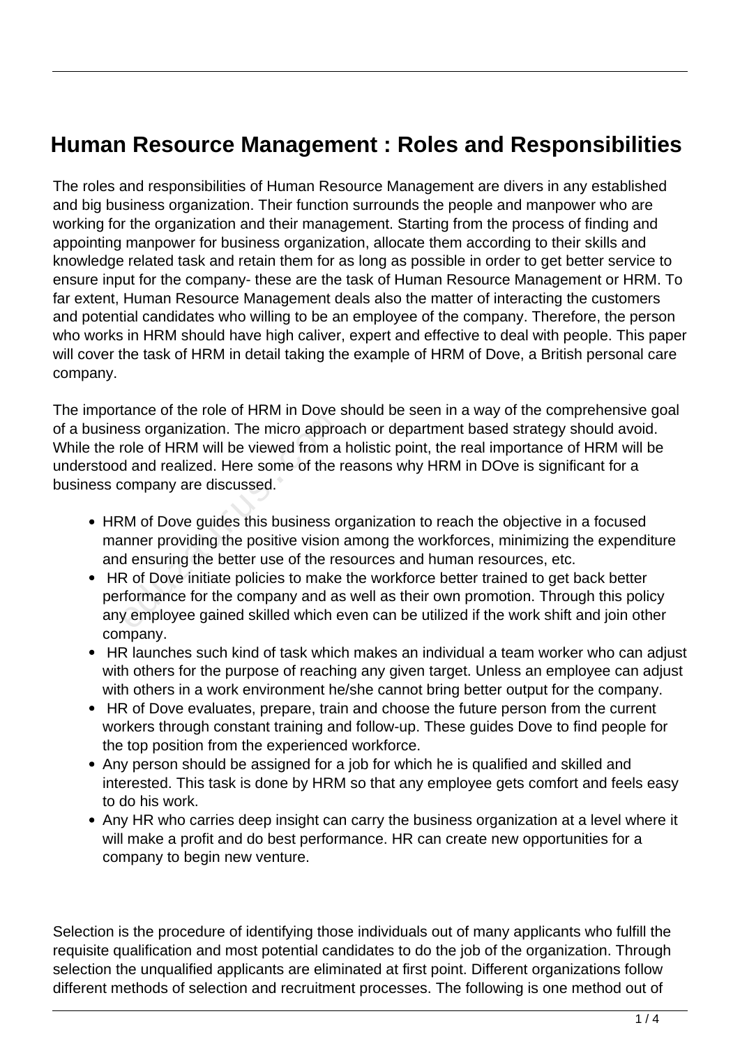# Human Resource Management : Roles and Responsibilities

The roles and responsibilities of Human Resource Management are divers in any established and big business organization. Their function surrounds the people and manpower who are working for the organization and their management. Starting from the process of finding and appointing manpower for business organization, allocate them according to their skills and knowledge related task and retain them for as long as possible in order to get better service to ensure input for the company- these are the task of Human Resource Management or HRM. To far extent, Human Resource Management deals also the matter of interacting the customers and potential candidates who willing to be an employee of the company. Therefore, the person who works in HRM should have high caliver, expert and effective to deal with people. This paper will cover the task of HRM in detail taking the example of HRM of Dove, a British personal care company.

The importance of the role of HRM in Dove should be seen in a way of the comprehensive goal of a business organization. The micro approach or department based strategy should avoid. While the role of HRM will be viewed from a holistic point, the real importance of HRM will be understood and realized. Here some of the reasons why HRM in DOve is significant for a business company are discussed.

- HRM of Dove guides this business organization to reach the objective in a focused manner providing the positive vision among the workforces, minimizing the expenditure and ensuring the better use of the resources and human resources, etc.
- HR of Dove initiate policies to make the workforce better trained to get back better performance for the company and as well as their own promotion. Through this policy any employee gained skilled which even can be utilized if the work shift and join other company.
- HR launches such kind of task which makes an individual a team worker who can adjust with others for the purpose of reaching any given target. Unless an employee can adjust with others in a work environment he/she cannot bring better output for the company.
- HR of Dove evaluates, prepare, train and choose the future person from the current workers through constant training and follow-up. These guides Dove to find people for the top position from the experienced workforce.
- Any person should be assigned for a job for which he is qualified and skilled and interested. This task is done by HRM so that any employee gets comfort and feels easy to do his work.
- Any HR who carries deep insight can carry the business organization at a level where it will make a profit and do best performance. HR can create new opportunities for a company to begin new venture.

Selection is the procedure of identifying those individuals out of many applicants who fulfill the requisite qualification and most potential candidates to do the job of the organization. Through selection the unqualified applicants are eliminated at first point. Different organizations follow different methods of selection and recruitment processes. The following is one method out of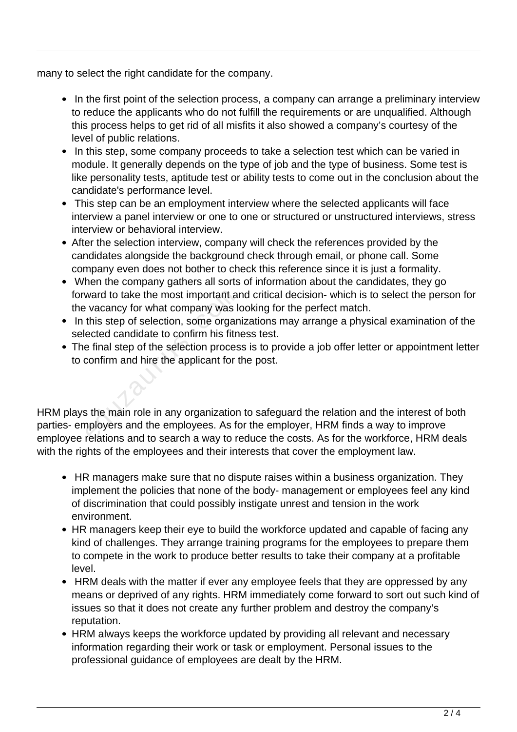many to select the right candidate for the company.

- In the first point of the selection process, a company can arrange a preliminary interview to reduce the applicants who do not fulfill the requirements or are unqualified. Although this process helps to get rid of all misfits it also showed a company's courtesy of the level of public relations.
- In this step, some company proceeds to take a selection test which can be varied in module. It generally depends on the type of job and the type of business. Some test is like personality tests, aptitude test or ability tests to come out in the conclusion about the candidate's performance level.
- This step can be an employment interview where the selected applicants will face interview a panel interview or one to one or structured or unstructured interviews, stress interview or behavioral interview.
- After the selection interview, company will check the references provided by the candidates alongside the background check through email, or phone call. Some company even does not bother to check this reference since it is just a formality.
- When the company gathers all sorts of information about the candidates, they go forward to take the most important and critical decision- which is to select the person for the vacancy for what company was looking for the perfect match.
- In this step of selection, some organizations may arrange a physical examination of the selected candidate to confirm his fitness test.
- The final step of the selection process is to provide a job offer letter or appointment letter to confirm and hire the applicant for the post.

HRM plays the main role in any organization to safeguard the relation and the interest of both parties- employers and the employees. As for the employer, HRM finds a way to improve employee relations and to search a way to reduce the costs. As for the workforce, HRM deals with the rights of the employees and their interests that cover the employment law.

- HR managers make sure that no dispute raises within a business organization. They implement the policies that none of the body- management or employees feel any kind of discrimination that could possibly instigate unrest and tension in the work environment.
- HR managers keep their eye to build the workforce updated and capable of facing any kind of challenges. They arrange training programs for the employees to prepare them to compete in the work to produce better results to take their company at a profitable level.
- HRM deals with the matter if ever any employee feels that they are oppressed by any means or deprived of any rights. HRM immediately come forward to sort out such kind of issues so that it does not create any further problem and destroy the company's reputation.
- HRM always keeps the workforce updated by providing all relevant and necessary information regarding their work or task or employment. Personal issues to the professional guidance of employees are dealt by the HRM.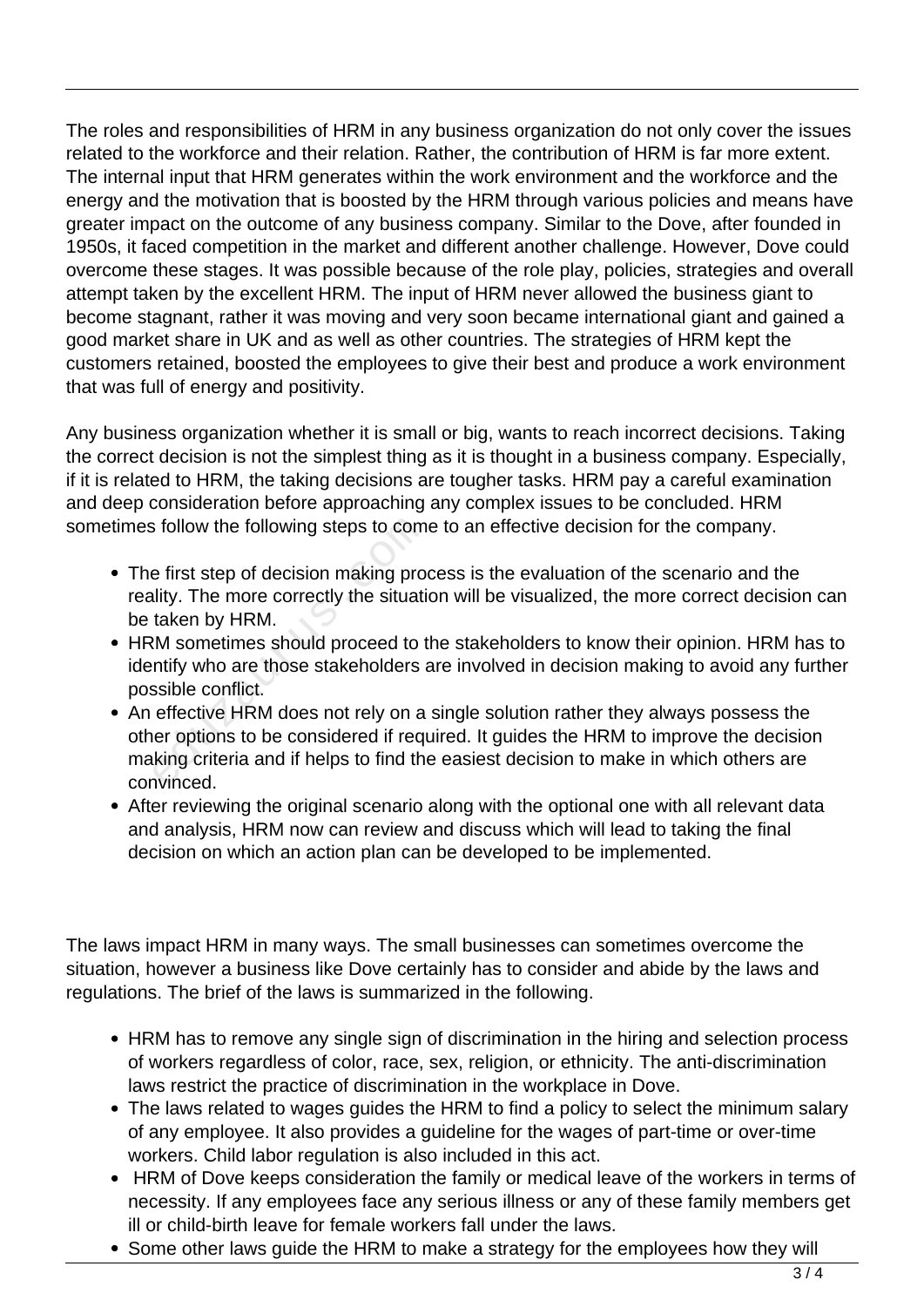The roles and responsibilities of HRM in any business organization do not only cover the issues related to the workforce and their relation. Rather, the contribution of HRM is far more extent. The internal input that HRM generates within the work environment and the workforce and the energy and the motivation that is boosted by the HRM through various policies and means have greater impact on the outcome of any business company. Similar to the Dove, after founded in 1950s, it faced competition in the market and different another challenge. However, Dove could overcome these stages. It was possible because of the role play, policies, strategies and overall attempt taken by the excellent HRM. The input of HRM never allowed the business giant to become stagnant, rather it was moving and very soon became international giant and gained a good market share in UK and as well as other countries. The strategies of HRM kept the customers retained, boosted the employees to give their best and produce a work environment that was full of energy and positivity.

Any business organization whether it is small or big, wants to reach incorrect decisions. Taking the correct decision is not the simplest thing as it is thought in a business company. Especially, if it is related to HRM, the taking decisions are tougher tasks. HRM pay a careful examination and deep consideration before approaching any complex issues to be concluded. HRM sometimes follow the following steps to come to an effective decision for the company.

- The first step of decision making process is the evaluation of the scenario and the reality. The more correctly the situation will be visualized, the more correct decision can be taken by HRM.
- HRM sometimes should proceed to the stakeholders to know their opinion. HRM has to identify who are those stakeholders are involved in decision making to avoid any further possible conflict.
- An effective HRM does not rely on a single solution rather they always possess the other options to be considered if required. It guides the HRM to improve the decision making criteria and if helps to find the easiest decision to make in which others are convinced.
- After reviewing the original scenario along with the optional one with all relevant data and analysis, HRM now can review and discuss which will lead to taking the final decision on which an action plan can be developed to be implemented.

The laws impact HRM in many ways. The small businesses can sometimes overcome the situation, however a business like Dove certainly has to consider and abide by the laws and regulations. The brief of the laws is summarized in the following.

- HRM has to remove any single sign of discrimination in the hiring and selection process of workers regardless of color, race, sex, religion, or ethnicity. The anti-discrimination laws restrict the practice of discrimination in the workplace in Dove.
- The laws related to wages guides the HRM to find a policy to select the minimum salary of any employee. It also provides a guideline for the wages of part-time or over-time workers. Child labor regulation is also included in this act.
- HRM of Dove keeps consideration the family or medical leave of the workers in terms of necessity. If any employees face any serious illness or any of these family members get ill or child-birth leave for female workers fall under the laws.
- Some other laws guide the HRM to make a strategy for the employees how they will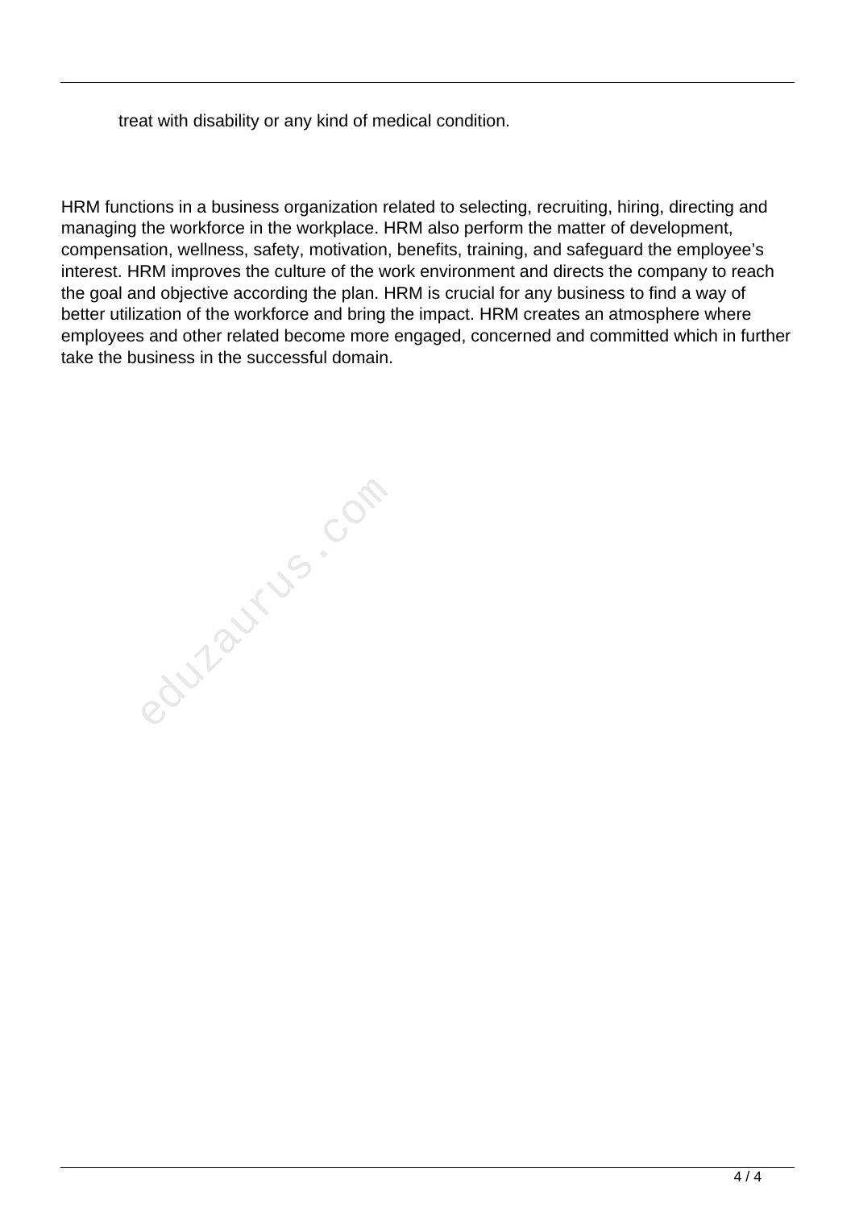treat with disability or any kind of medical condition.

HRM functions in a business organization related to selecting, recruiting, hiring, directing and managing the workforce in the workplace. HRM also perform the matter of development, compensation, wellness, safety, motivation, benefits, training, and safeguard the employee's interest. HRM improves the culture of the work environment and directs the company to reach the goal and objective according the plan. HRM is crucial for any business to find a way of better utilization of the workforce and bring the impact. HRM creates an atmosphere where employees and other related become more engaged, concerned and committed which in further take the business in the successful domain.